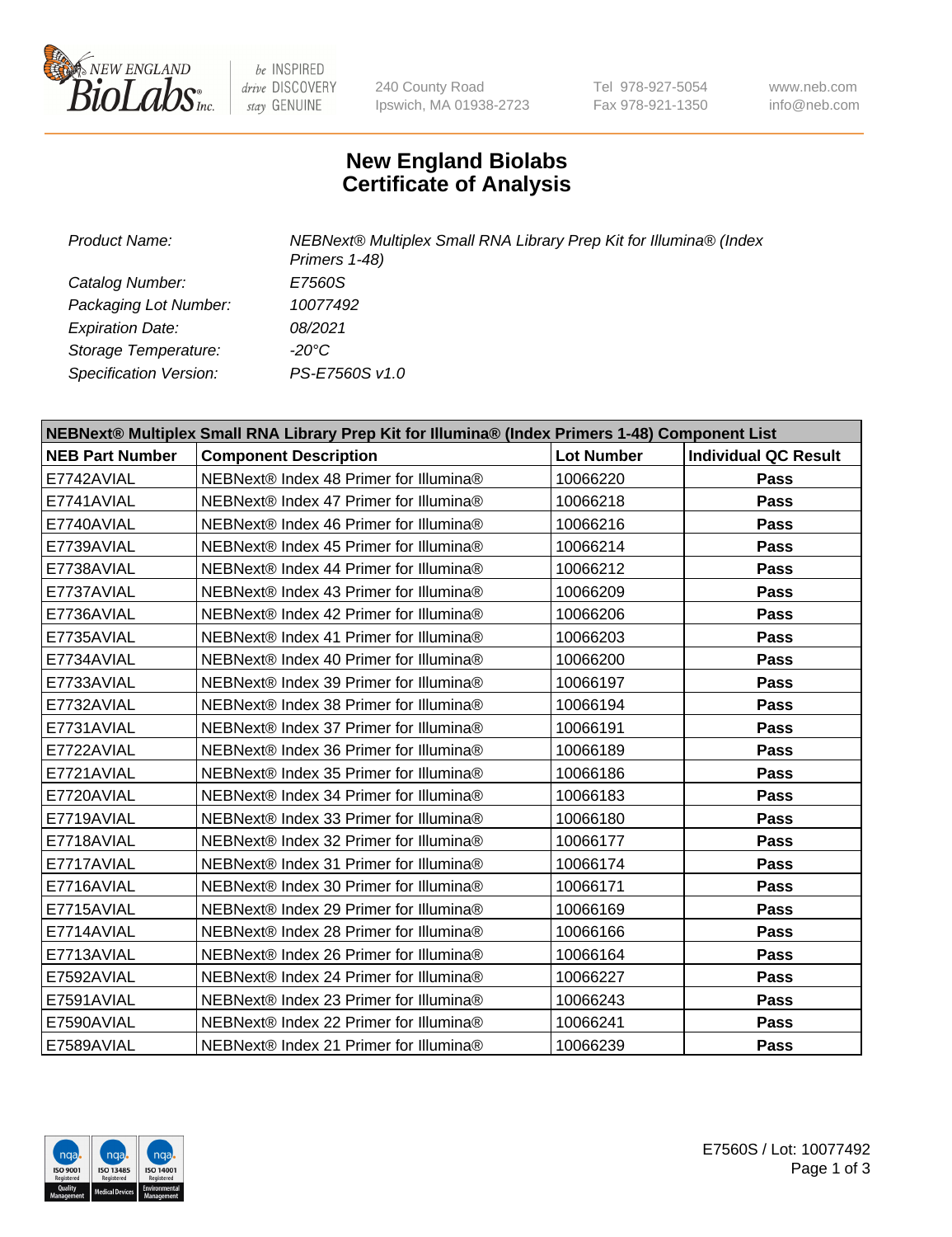# New England Biolabs
# Certificate of Analysis

| | |
|---|---|
| *Product Name:* | *NEBNext® Multiplex Small RNA Library Prep Kit for Illumina® (Index Primers 1-48)* |
| *Catalog Number:* | *E7560S* |
| *Packaging Lot Number:* | *10077492* |
| *Expiration Date:* | *08/2021* |
| *Storage Temperature:* | *-20°C* |
| *Specification Version:* | *PS-E7560S v1.0* |

| **NEBNext® Multiplex Small RNA Library Prep Kit for Illumina® (Index Primers 1-48) Component List** | | | |
|---|---|---|---|
| **NEB Part Number** | **Component Description** | **Lot Number** | **Individual QC Result** |
| E7742AVIAL | NEBNext® Index 48 Primer for Illumina® | 10066220 | **Pass** |
| E7741AVIAL | NEBNext® Index 47 Primer for Illumina® | 10066218 | **Pass** |
| E7740AVIAL | NEBNext® Index 46 Primer for Illumina® | 10066216 | **Pass** |
| E7739AVIAL | NEBNext® Index 45 Primer for Illumina® | 10066214 | **Pass** |
| E7738AVIAL | NEBNext® Index 44 Primer for Illumina® | 10066212 | **Pass** |
| E7737AVIAL | NEBNext® Index 43 Primer for Illumina® | 10066209 | **Pass** |
| E7736AVIAL | NEBNext® Index 42 Primer for Illumina® | 10066206 | **Pass** |
| E7735AVIAL | NEBNext® Index 41 Primer for Illumina® | 10066203 | **Pass** |
| E7734AVIAL | NEBNext® Index 40 Primer for Illumina® | 10066200 | **Pass** |
| E7733AVIAL | NEBNext® Index 39 Primer for Illumina® | 10066197 | **Pass** |
| E7732AVIAL | NEBNext® Index 38 Primer for Illumina® | 10066194 | **Pass** |
| E7731AVIAL | NEBNext® Index 37 Primer for Illumina® | 10066191 | **Pass** |
| E7722AVIAL | NEBNext® Index 36 Primer for Illumina® | 10066189 | **Pass** |
| E7721AVIAL | NEBNext® Index 35 Primer for Illumina® | 10066186 | **Pass** |
| E7720AVIAL | NEBNext® Index 34 Primer for Illumina® | 10066183 | **Pass** |
| E7719AVIAL | NEBNext® Index 33 Primer for Illumina® | 10066180 | **Pass** |
| E7718AVIAL | NEBNext® Index 32 Primer for Illumina® | 10066177 | **Pass** |
| E7717AVIAL | NEBNext® Index 31 Primer for Illumina® | 10066174 | **Pass** |
| E7716AVIAL | NEBNext® Index 30 Primer for Illumina® | 10066171 | **Pass** |
| E7715AVIAL | NEBNext® Index 29 Primer for Illumina® | 10066169 | **Pass** |
| E7714AVIAL | NEBNext® Index 28 Primer for Illumina® | 10066166 | **Pass** |
| E7713AVIAL | NEBNext® Index 26 Primer for Illumina® | 10066164 | **Pass** |
| E7592AVIAL | NEBNext® Index 24 Primer for Illumina® | 10066227 | **Pass** |
| E7591AVIAL | NEBNext® Index 23 Primer for Illumina® | 10066243 | **Pass** |
| E7590AVIAL | NEBNext® Index 22 Primer for Illumina® | 10066241 | **Pass** |
| E7589AVIAL | NEBNext® Index 21 Primer for Illumina® | 10066239 | **Pass** |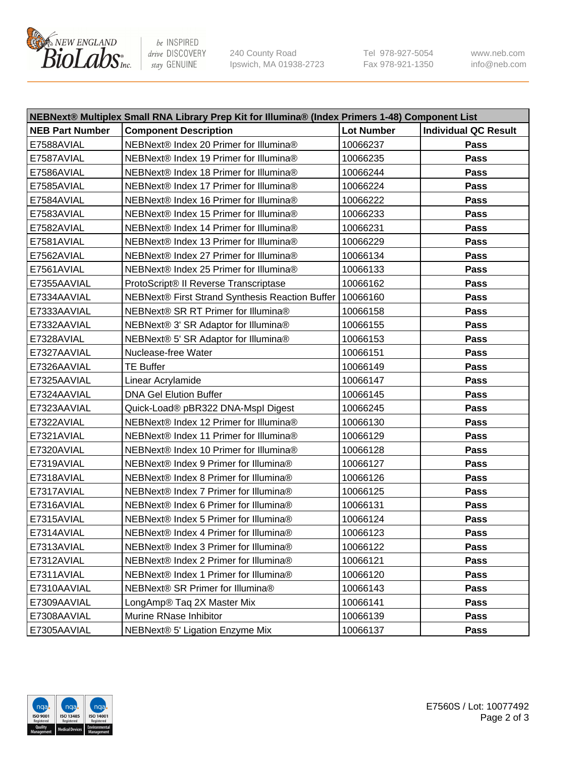| NEBNext® Multiplex Small RNA Library Prep Kit for Illumina® (Index Primers 1-48) Component List | | | |
|---|---|---|---|
| **NEB Part Number** | **Component Description** | **Lot Number** | **Individual QC Result** |
| E7588AVIAL | NEBNext® Index 20 Primer for Illumina® | 10066237 | **Pass** |
| E7587AVIAL | NEBNext® Index 19 Primer for Illumina® | 10066235 | **Pass** |
| E7586AVIAL | NEBNext® Index 18 Primer for Illumina® | 10066244 | **Pass** |
| E7585AVIAL | NEBNext® Index 17 Primer for Illumina® | 10066224 | **Pass** |
| E7584AVIAL | NEBNext® Index 16 Primer for Illumina® | 10066222 | **Pass** |
| E7583AVIAL | NEBNext® Index 15 Primer for Illumina® | 10066233 | **Pass** |
| E7582AVIAL | NEBNext® Index 14 Primer for Illumina® | 10066231 | **Pass** |
| E7581AVIAL | NEBNext® Index 13 Primer for Illumina® | 10066229 | **Pass** |
| E7562AVIAL | NEBNext® Index 27 Primer for Illumina® | 10066134 | **Pass** |
| E7561AVIAL | NEBNext® Index 25 Primer for Illumina® | 10066133 | **Pass** |
| E7355AAVIAL | ProtoScript® II Reverse Transcriptase | 10066162 | **Pass** |
| E7334AAVIAL | NEBNext® First Strand Synthesis Reaction Buffer | 10066160 | **Pass** |
| E7333AAVIAL | NEBNext® SR RT Primer for Illumina® | 10066158 | **Pass** |
| E7332AAVIAL | NEBNext® 3' SR Adaptor for Illumina® | 10066155 | **Pass** |
| E7328AVIAL | NEBNext® 5' SR Adaptor for Illumina® | 10066153 | **Pass** |
| E7327AAVIAL | Nuclease-free Water | 10066151 | **Pass** |
| E7326AAVIAL | TE Buffer | 10066149 | **Pass** |
| E7325AAVIAL | Linear Acrylamide | 10066147 | **Pass** |
| E7324AAVIAL | DNA Gel Elution Buffer | 10066145 | **Pass** |
| E7323AAVIAL | Quick-Load® pBR322 DNA-MspI Digest | 10066245 | **Pass** |
| E7322AVIAL | NEBNext® Index 12 Primer for Illumina® | 10066130 | **Pass** |
| E7321AVIAL | NEBNext® Index 11 Primer for Illumina® | 10066129 | **Pass** |
| E7320AVIAL | NEBNext® Index 10 Primer for Illumina® | 10066128 | **Pass** |
| E7319AVIAL | NEBNext® Index 9 Primer for Illumina® | 10066127 | **Pass** |
| E7318AVIAL | NEBNext® Index 8 Primer for Illumina® | 10066126 | **Pass** |
| E7317AVIAL | NEBNext® Index 7 Primer for Illumina® | 10066125 | **Pass** |
| E7316AVIAL | NEBNext® Index 6 Primer for Illumina® | 10066131 | **Pass** |
| E7315AVIAL | NEBNext® Index 5 Primer for Illumina® | 10066124 | **Pass** |
| E7314AVIAL | NEBNext® Index 4 Primer for Illumina® | 10066123 | **Pass** |
| E7313AVIAL | NEBNext® Index 3 Primer for Illumina® | 10066122 | **Pass** |
| E7312AVIAL | NEBNext® Index 2 Primer for Illumina® | 10066121 | **Pass** |
| E7311AVIAL | NEBNext® Index 1 Primer for Illumina® | 10066120 | **Pass** |
| E7310AAVIAL | NEBNext® SR Primer for Illumina® | 10066143 | **Pass** |
| E7309AAVIAL | LongAmp® Taq 2X Master Mix | 10066141 | **Pass** |
| E7308AAVIAL | Murine RNase Inhibitor | 10066139 | **Pass** |
| E7305AAVIAL | NEBNext® 5' Ligation Enzyme Mix | 10066137 | **Pass** |

E7560S / Lot: 10077492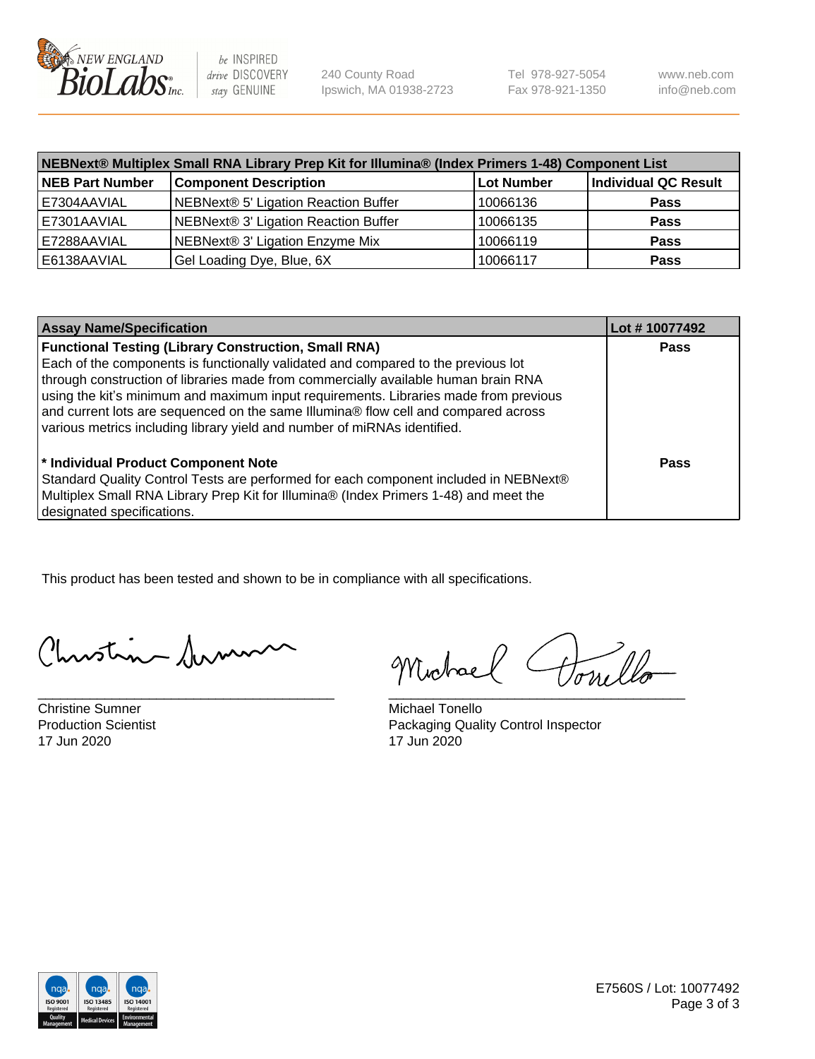240 County Road
Ipswich, MA 01938-2723

Tel 978-927-5054
Fax 978-921-1350

www.neb.com
info@neb.com

| NEBNext® Multiplex Small RNA Library Prep Kit for Illumina® (Index Primers 1-48) Component List | | | |
|---|---|---|---|
| **NEB Part Number** | **Component Description** | **Lot Number** | **Individual QC Result** |
| E7304AAVIAL | NEBNext® 5' Ligation Reaction Buffer | 10066136 | **Pass** |
| E7301AAVIAL | NEBNext® 3' Ligation Reaction Buffer | 10066135 | **Pass** |
| E7288AAVIAL | NEBNext® 3' Ligation Enzyme Mix | 10066119 | **Pass** |
| E6138AAVIAL | Gel Loading Dye, Blue, 6X | 10066117 | **Pass** |

| Assay Name/Specification | Lot # 10077492 |
|---|---|
| **Functional Testing (Library Construction, Small RNA)** Each of the components is functionally validated and compared to the previous lot through construction of libraries made from commercially available human brain RNA using the kit's minimum and maximum input requirements. Libraries made from previous and current lots are sequenced on the same Illumina® flow cell and compared across various metrics including library yield and number of miRNAs identified. | **Pass** |
| **\* Individual Product Component Note** Standard Quality Control Tests are performed for each component included in NEBNext® Multiplex Small RNA Library Prep Kit for Illumina® (Index Primers 1-48) and meet the designated specifications. | **Pass** |

This product has been tested and shown to be in compliance with all specifications.

Christine Sumner
Production Scientist
17 Jun 2020

Michael Tonello
Packaging Quality Control Inspector
17 Jun 2020

E7560S / Lot: 10077492